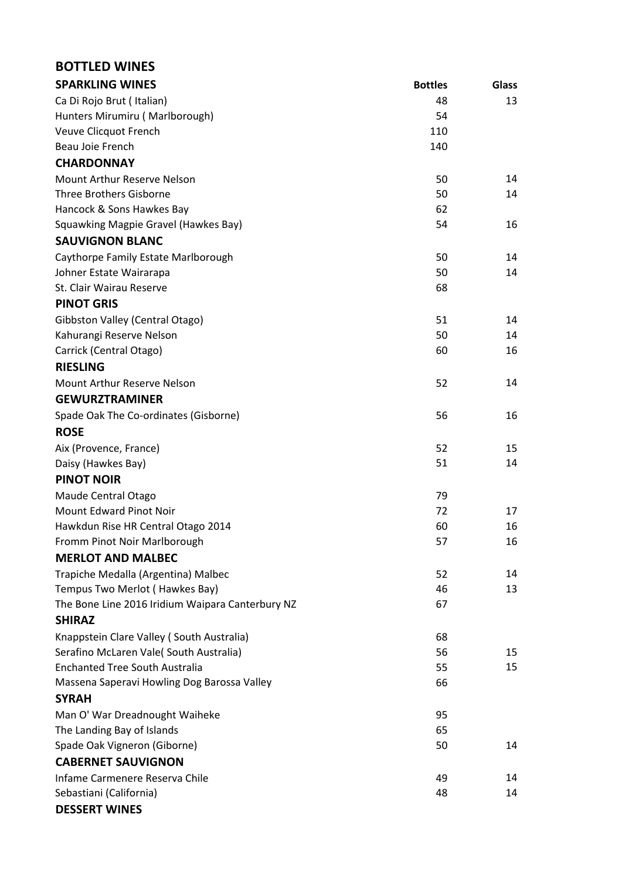## BOTTLED WINES

| SPARKLING WINES | Bottles | Glass |
|---|---|---|
| Ca Di Rojo Brut ( Italian) | 48 | 13 |
| Hunters Mirumiru ( Marlborough) | 54 | |
| Veuve Clicquot French | 110 | |
| Beau Joie French | 140 | |
| **CHARDONNAY** | | |
| Mount Arthur Reserve Nelson | 50 | 14 |
| Three Brothers Gisborne | 50 | 14 |
| Hancock & Sons Hawkes Bay | 62 | |
| Squawking Magpie Gravel (Hawkes Bay) | 54 | 16 |
| **SAUVIGNON BLANC** | | |
| Caythorpe Family Estate Marlborough | 50 | 14 |
| Johner Estate Wairarapa | 50 | 14 |
| St. Clair Wairau Reserve | 68 | |
| **PINOT GRIS** | | |
| Gibbston Valley (Central Otago) | 51 | 14 |
| Kahurangi Reserve Nelson | 50 | 14 |
| Carrick (Central Otago) | 60 | 16 |
| **RIESLING** | | |
| Mount Arthur Reserve Nelson | 52 | 14 |
| **GEWURZTRAMINER** | | |
| Spade Oak The Co-ordinates (Gisborne) | 56 | 16 |
| **ROSE** | | |
| Aix (Provence, France) | 52 | 15 |
| Daisy (Hawkes Bay) | 51 | 14 |
| **PINOT NOIR** | | |
| Maude Central Otago | 79 | |
| Mount Edward Pinot Noir | 72 | 17 |
| Hawkdun Rise HR Central Otago 2014 | 60 | 16 |
| Fromm Pinot Noir Marlborough | 57 | 16 |
| **MERLOT AND MALBEC** | | |
| Trapiche Medalla (Argentina) Malbec | 52 | 14 |
| Tempus Two Merlot ( Hawkes Bay) | 46 | 13 |
| The Bone Line 2016 Iridium Waipara Canterbury NZ | 67 | |
| **SHIRAZ** | | |
| Knappstein Clare Valley ( South Australia) | 68 | |
| Serafino McLaren Vale( South Australia) | 56 | 15 |
| Enchanted Tree South Australia | 55 | 15 |
| Massena Saperavi Howling Dog Barossa Valley | 66 | |
| **SYRAH** | | |
| Man O' War Dreadnought Waiheke | 95 | |
| The Landing Bay of Islands | 65 | |
| Spade Oak Vigneron (Giborne) | 50 | 14 |
| **CABERNET SAUVIGNON** | | |
| Infame Carmenere Reserva Chile | 49 | 14 |
| Sebastiani (California) | 48 | 14 |
| **DESSERT WINES** | | |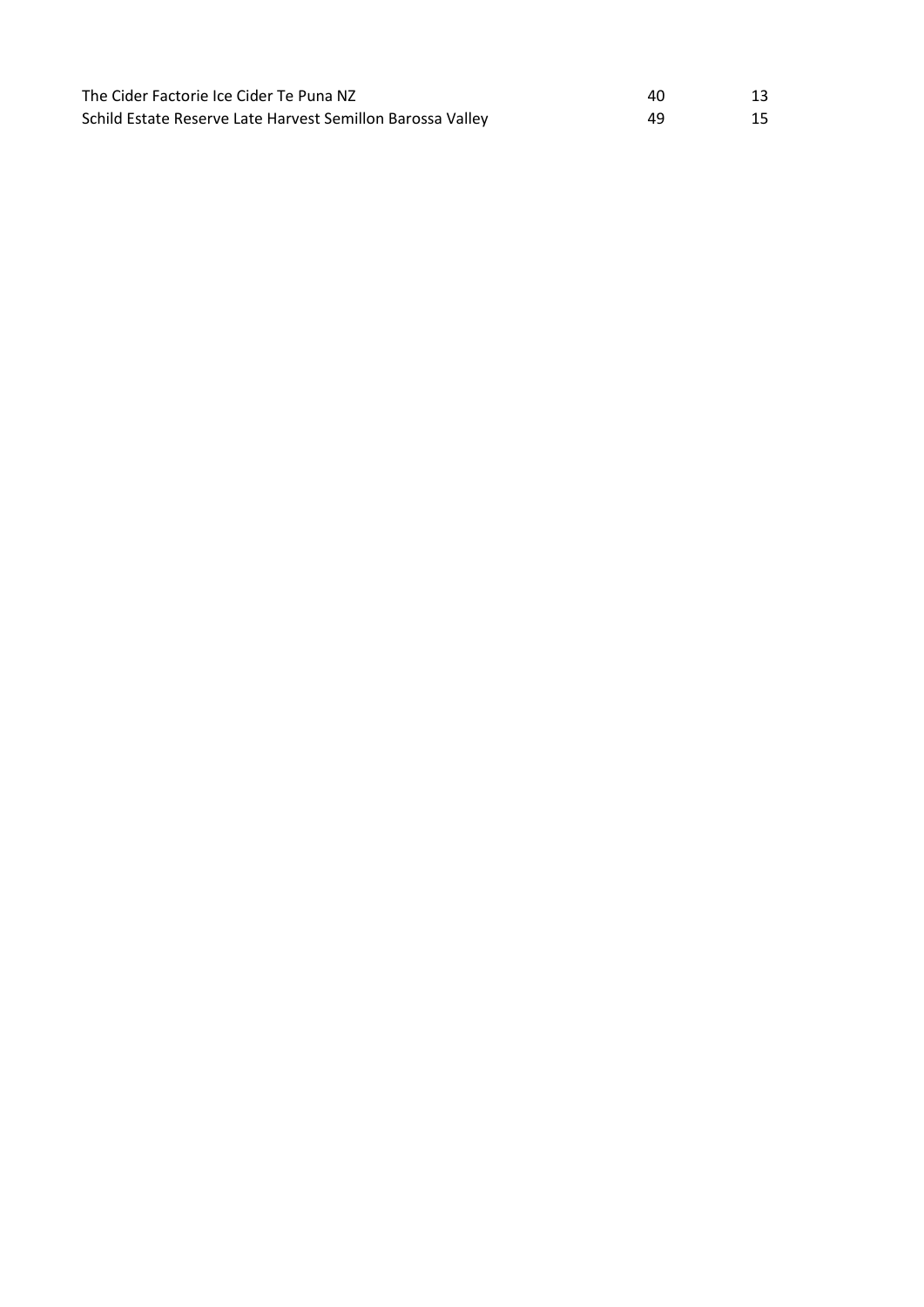| | | |
|---|---|---|
| The Cider Factorie Ice Cider Te Puna NZ | 40 | 13 |
| Schild Estate Reserve Late Harvest Semillon Barossa Valley | 49 | 15 |